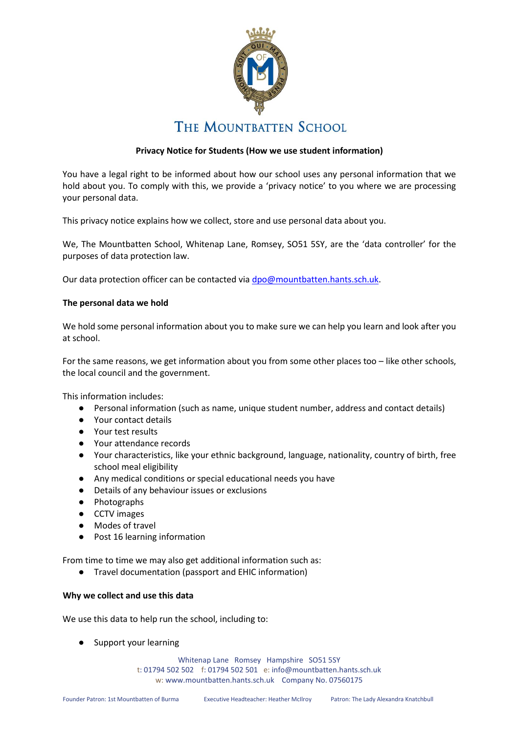# The Mountbatten School

**Privacy Notice for Students (How we use student information)**

You have a legal right to be informed about how our school uses any personal information that we hold about you. To comply with this, we provide a 'privacy notice' to you where we are processing your personal data.

This privacy notice explains how we collect, store and use personal data about you.

We, The Mountbatten School, Whitenap Lane, Romsey, SO51 5SY, are the 'data controller' for the purposes of data protection law.

Our data protection officer can be contacted via dpo@mountbatten.hants.sch.uk.

**The personal data we hold**

We hold some personal information about you to make sure we can help you learn and look after you at school.

For the same reasons, we get information about you from some other places too – like other schools, the local council and the government.

This information includes:

- Personal information (such as name, unique student number, address and contact details)
- Your contact details
- Your test results
- Your attendance records
- Your characteristics, like your ethnic background, language, nationality, country of birth, free school meal eligibility
- Any medical conditions or special educational needs you have
- Details of any behaviour issues or exclusions
- Photographs
- CCTV images
- Modes of travel
- Post 16 learning information

From time to time we may also get additional information such as:

- Travel documentation (passport and EHIC information)

**Why we collect and use this data**

We use this data to help run the school, including to:

- Support your learning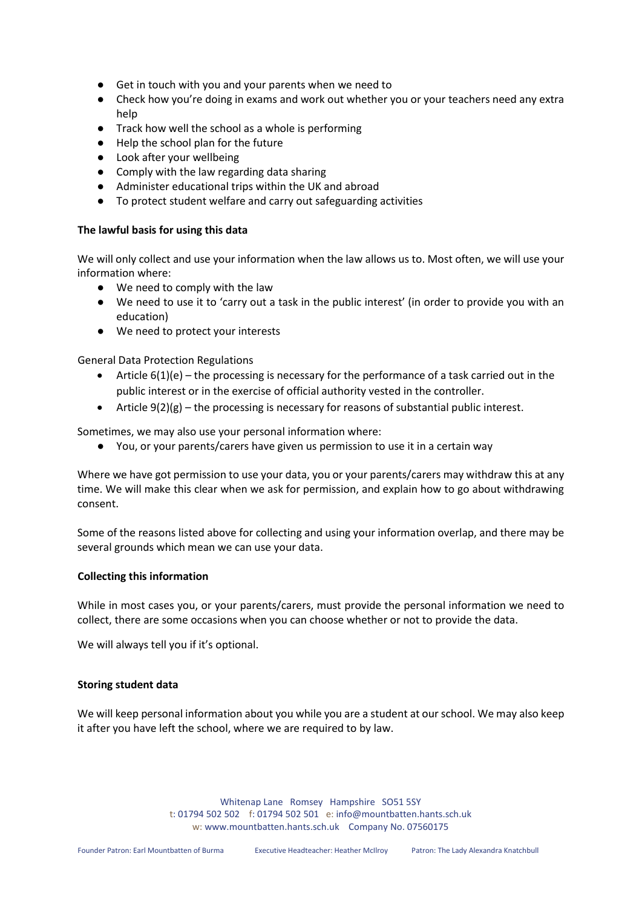- Get in touch with you and your parents when we need to
- Check how you're doing in exams and work out whether you or your teachers need any extra help
- Track how well the school as a whole is performing
- Help the school plan for the future
- Look after your wellbeing
- Comply with the law regarding data sharing
- Administer educational trips within the UK and abroad
- To protect student welfare and carry out safeguarding activities

**The lawful basis for using this data**

We will only collect and use your information when the law allows us to. Most often, we will use your information where:

- We need to comply with the law
- We need to use it to 'carry out a task in the public interest' (in order to provide you with an education)
- We need to protect your interests

General Data Protection Regulations

- Article 6(1)(e) – the processing is necessary for the performance of a task carried out in the public interest or in the exercise of official authority vested in the controller.
- Article 9(2)(g) – the processing is necessary for reasons of substantial public interest.

Sometimes, we may also use your personal information where:

- You, or your parents/carers have given us permission to use it in a certain way

Where we have got permission to use your data, you or your parents/carers may withdraw this at any time. We will make this clear when we ask for permission, and explain how to go about withdrawing consent.

Some of the reasons listed above for collecting and using your information overlap, and there may be several grounds which mean we can use your data.

**Collecting this information**

While in most cases you, or your parents/carers, must provide the personal information we need to collect, there are some occasions when you can choose whether or not to provide the data.

We will always tell you if it's optional.

**Storing student data**

We will keep personal information about you while you are a student at our school. We may also keep it after you have left the school, where we are required to by law.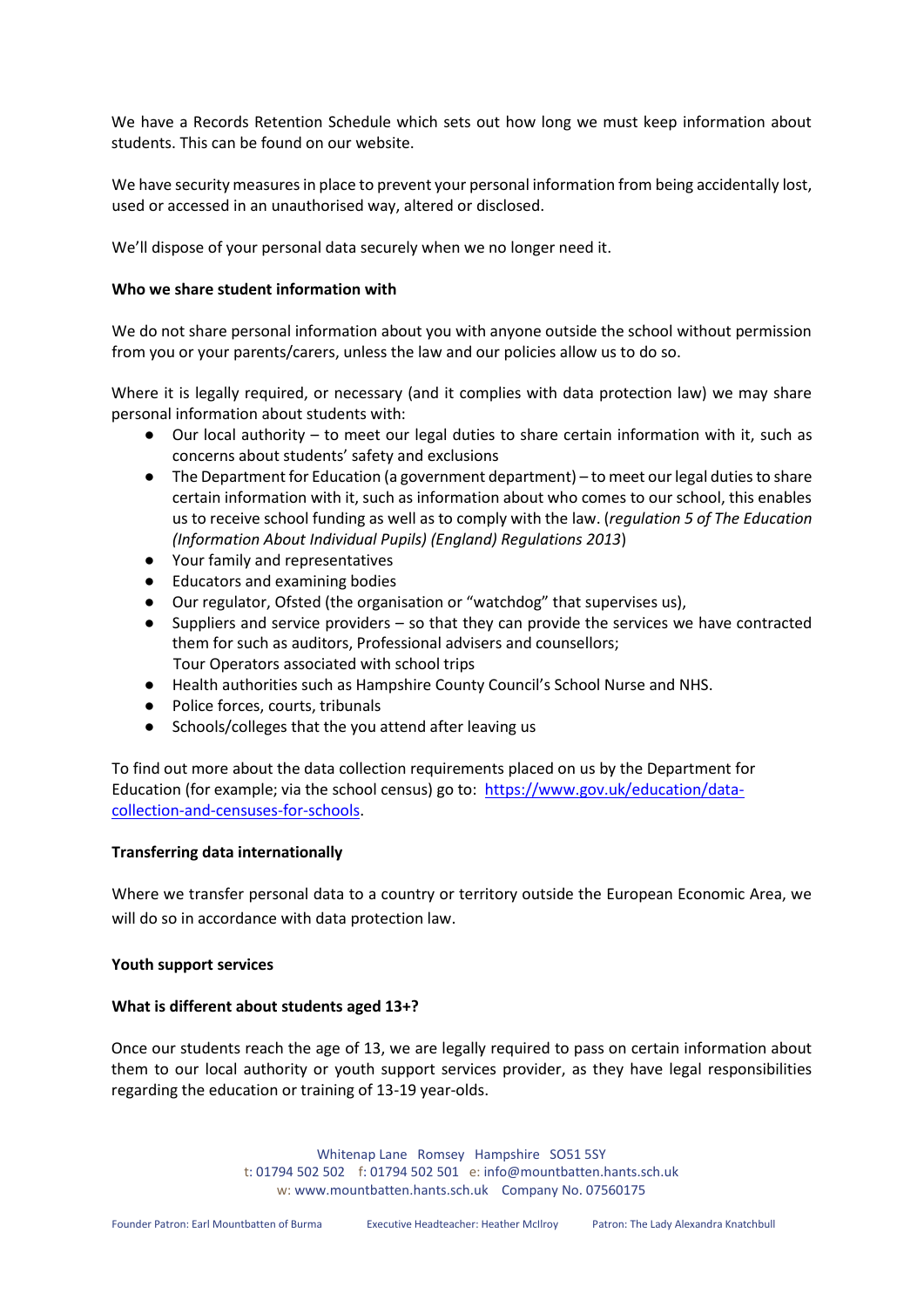We have a Records Retention Schedule which sets out how long we must keep information about students. This can be found on our website.

We have security measures in place to prevent your personal information from being accidentally lost, used or accessed in an unauthorised way, altered or disclosed.

We'll dispose of your personal data securely when we no longer need it.

**Who we share student information with**

We do not share personal information about you with anyone outside the school without permission from you or your parents/carers, unless the law and our policies allow us to do so.

Where it is legally required, or necessary (and it complies with data protection law) we may share personal information about students with:

- Our local authority – to meet our legal duties to share certain information with it, such as concerns about students' safety and exclusions
- The Department for Education (a government department) – to meet our legal duties to share certain information with it, such as information about who comes to our school, this enables us to receive school funding as well as to comply with the law. (*regulation 5 of The Education (Information About Individual Pupils) (England) Regulations 2013*)
- Your family and representatives
- Educators and examining bodies
- Our regulator, Ofsted (the organisation or "watchdog" that supervises us),
- Suppliers and service providers – so that they can provide the services we have contracted them for such as auditors, Professional advisers and counsellors;
  Tour Operators associated with school trips
- Health authorities such as Hampshire County Council's School Nurse and NHS.
- Police forces, courts, tribunals
- Schools/colleges that the you attend after leaving us

To find out more about the data collection requirements placed on us by the Department for Education (for example; via the school census) go to: [https://www.gov.uk/education/data-collection-and-censuses-for-schools](https://www.gov.uk/education/data-collection-and-censuses-for-schools).

**Transferring data internationally**

Where we transfer personal data to a country or territory outside the European Economic Area, we will do so in accordance with data protection law.

**Youth support services**

**What is different about students aged 13+?**

Once our students reach the age of 13, we are legally required to pass on certain information about them to our local authority or youth support services provider, as they have legal responsibilities regarding the education or training of 13-19 year-olds.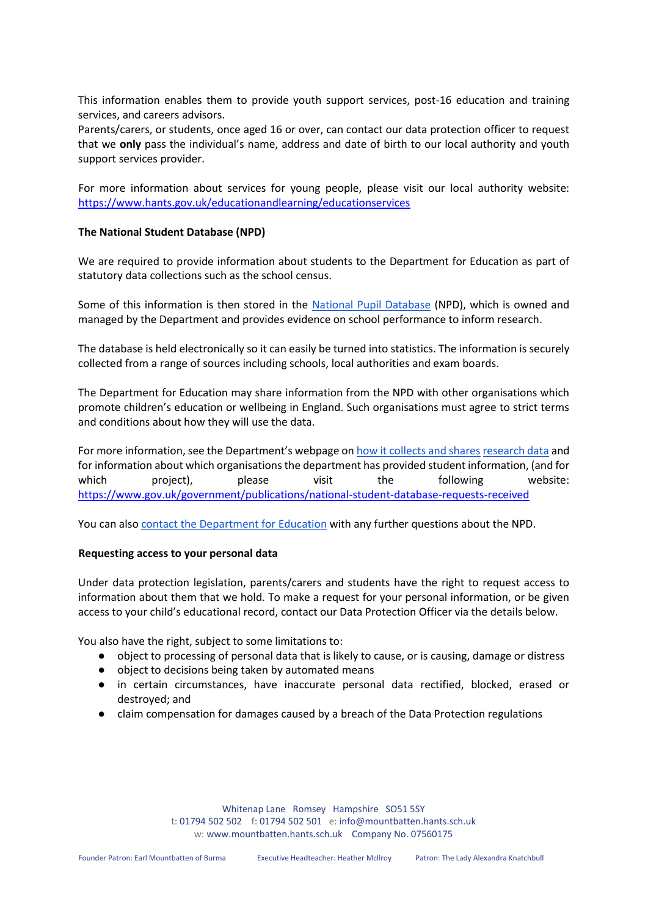This information enables them to provide youth support services, post-16 education and training services, and careers advisors.
Parents/carers, or students, once aged 16 or over, can contact our data protection officer to request that we **only** pass the individual's name, address and date of birth to our local authority and youth support services provider.

For more information about services for young people, please visit our local authority website: https://www.hants.gov.uk/educationandlearning/educationservices

**The National Student Database (NPD)**

We are required to provide information about students to the Department for Education as part of statutory data collections such as the school census.

Some of this information is then stored in the National Pupil Database (NPD), which is owned and managed by the Department and provides evidence on school performance to inform research.

The database is held electronically so it can easily be turned into statistics. The information is securely collected from a range of sources including schools, local authorities and exam boards.

The Department for Education may share information from the NPD with other organisations which promote children's education or wellbeing in England. Such organisations must agree to strict terms and conditions about how they will use the data.

For more information, see the Department's webpage on how it collects and shares research data and for information about which organisations the department has provided student information, (and for which project), please visit the following website: https://www.gov.uk/government/publications/national-student-database-requests-received

You can also contact the Department for Education with any further questions about the NPD.

**Requesting access to your personal data**

Under data protection legislation, parents/carers and students have the right to request access to information about them that we hold. To make a request for your personal information, or be given access to your child's educational record, contact our Data Protection Officer via the details below.

You also have the right, subject to some limitations to:

- object to processing of personal data that is likely to cause, or is causing, damage or distress
- object to decisions being taken by automated means
- in certain circumstances, have inaccurate personal data rectified, blocked, erased or destroyed; and
- claim compensation for damages caused by a breach of the Data Protection regulations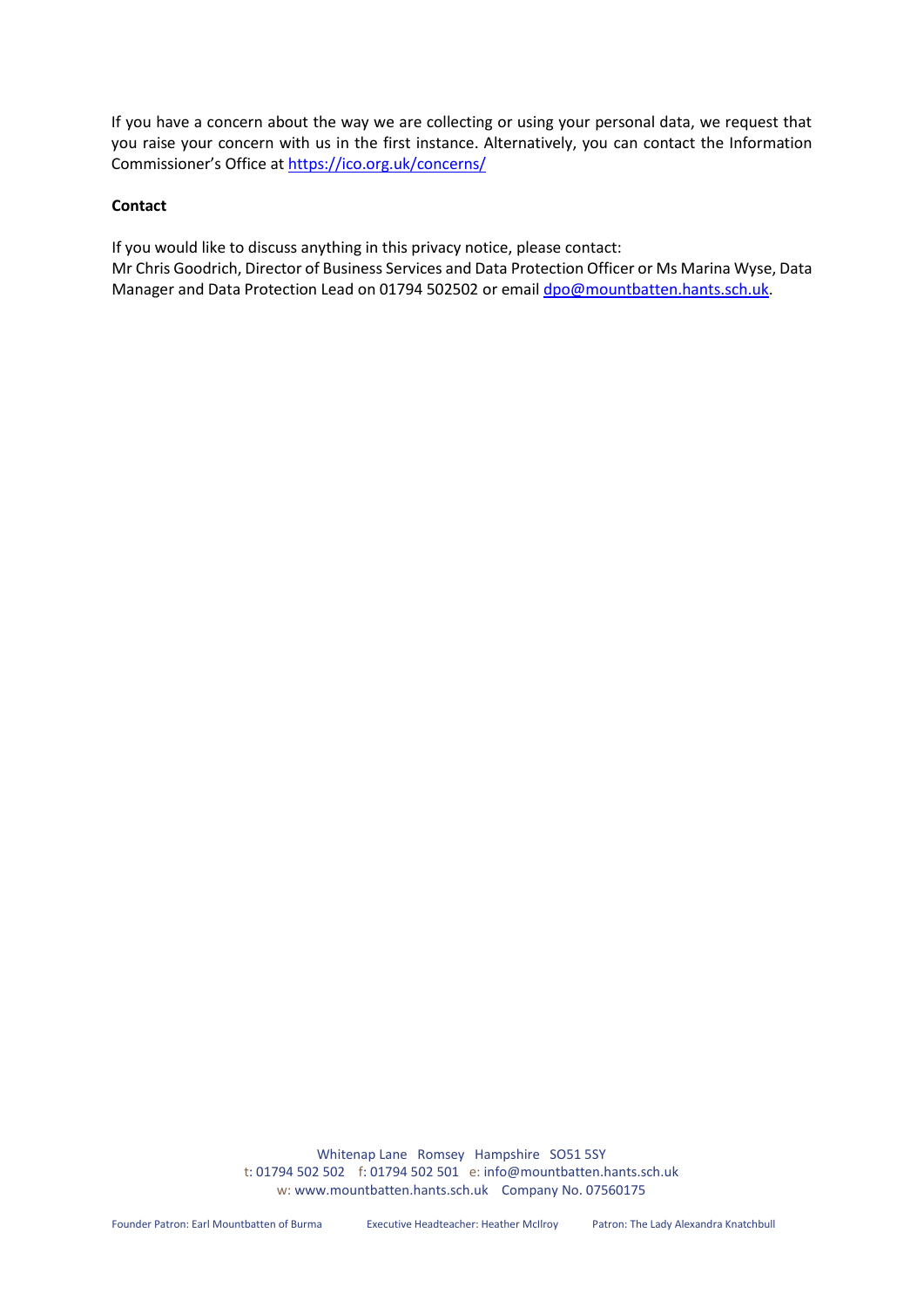If you have a concern about the way we are collecting or using your personal data, we request that you raise your concern with us in the first instance. Alternatively, you can contact the Information Commissioner's Office at https://ico.org.uk/concerns/

**Contact**

If you would like to discuss anything in this privacy notice, please contact:
Mr Chris Goodrich, Director of Business Services and Data Protection Officer or Ms Marina Wyse, Data Manager and Data Protection Lead on 01794 502502 or email dpo@mountbatten.hants.sch.uk.